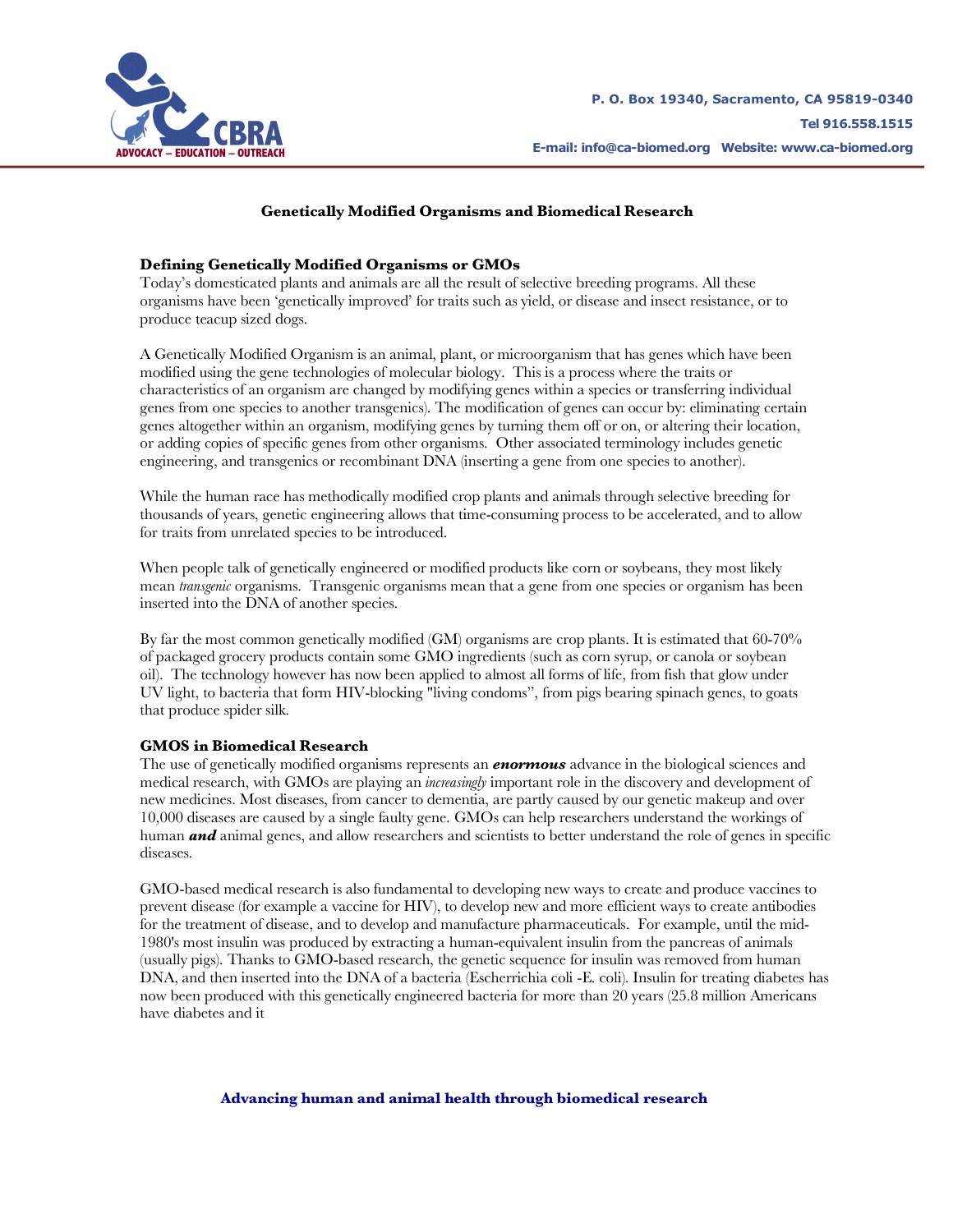P. O. Box 19340, Sacramento, CA 95819-0340

Tel 916.558.1515

E-mail: info@ca-biomed.org Website: www.ca-biomed.org

## Genetically Modified Organisms and Biomedical Research

### Defining Genetically Modified Organisms or GMOs

Today's domesticated plants and animals are all the result of selective breeding programs. All these organisms have been 'genetically improved' for traits such as yield, or disease and insect resistance, or to produce teacup sized dogs.

A Genetically Modified Organism is an animal, plant, or microorganism that has genes which have been modified using the gene technologies of molecular biology. This is a process where the traits or characteristics of an organism are changed by modifying genes within a species or transferring individual genes from one species to another transgenics). The modification of genes can occur by: eliminating certain genes altogether within an organism, modifying genes by turning them off or on, or altering their location, or adding copies of specific genes from other organisms. Other associated terminology includes genetic engineering, and transgenics or recombinant DNA (inserting a gene from one species to another).

While the human race has methodically modified crop plants and animals through selective breeding for thousands of years, genetic engineering allows that time-consuming process to be accelerated, and to allow for traits from unrelated species to be introduced.

When people talk of genetically engineered or modified products like corn or soybeans, they most likely mean *transgenic* organisms. Transgenic organisms mean that a gene from one species or organism has been inserted into the DNA of another species.

By far the most common genetically modified (GM) organisms are crop plants. It is estimated that 60-70% of packaged grocery products contain some GMO ingredients (such as corn syrup, or canola or soybean oil). The technology however has now been applied to almost all forms of life, from fish that glow under UV light, to bacteria that form HIV-blocking "living condoms", from pigs bearing spinach genes, to goats that produce spider silk.

### GMOS in Biomedical Research

The use of genetically modified organisms represents an ***enormous*** advance in the biological sciences and medical research, with GMOs are playing an *increasingly* important role in the discovery and development of new medicines. Most diseases, from cancer to dementia, are partly caused by our genetic makeup and over 10,000 diseases are caused by a single faulty gene. GMOs can help researchers understand the workings of human ***and*** animal genes, and allow researchers and scientists to better understand the role of genes in specific diseases.

GMO-based medical research is also fundamental to developing new ways to create and produce vaccines to prevent disease (for example a vaccine for HIV), to develop new and more efficient ways to create antibodies for the treatment of disease, and to develop and manufacture pharmaceuticals. For example, until the mid-1980's most insulin was produced by extracting a human-equivalent insulin from the pancreas of animals (usually pigs). Thanks to GMO-based research, the genetic sequence for insulin was removed from human DNA, and then inserted into the DNA of a bacteria (Escherrichia coli -E. coli). Insulin for treating diabetes has now been produced with this genetically engineered bacteria for more than 20 years (25.8 million Americans have diabetes and it

**Advancing human and animal health through biomedical research**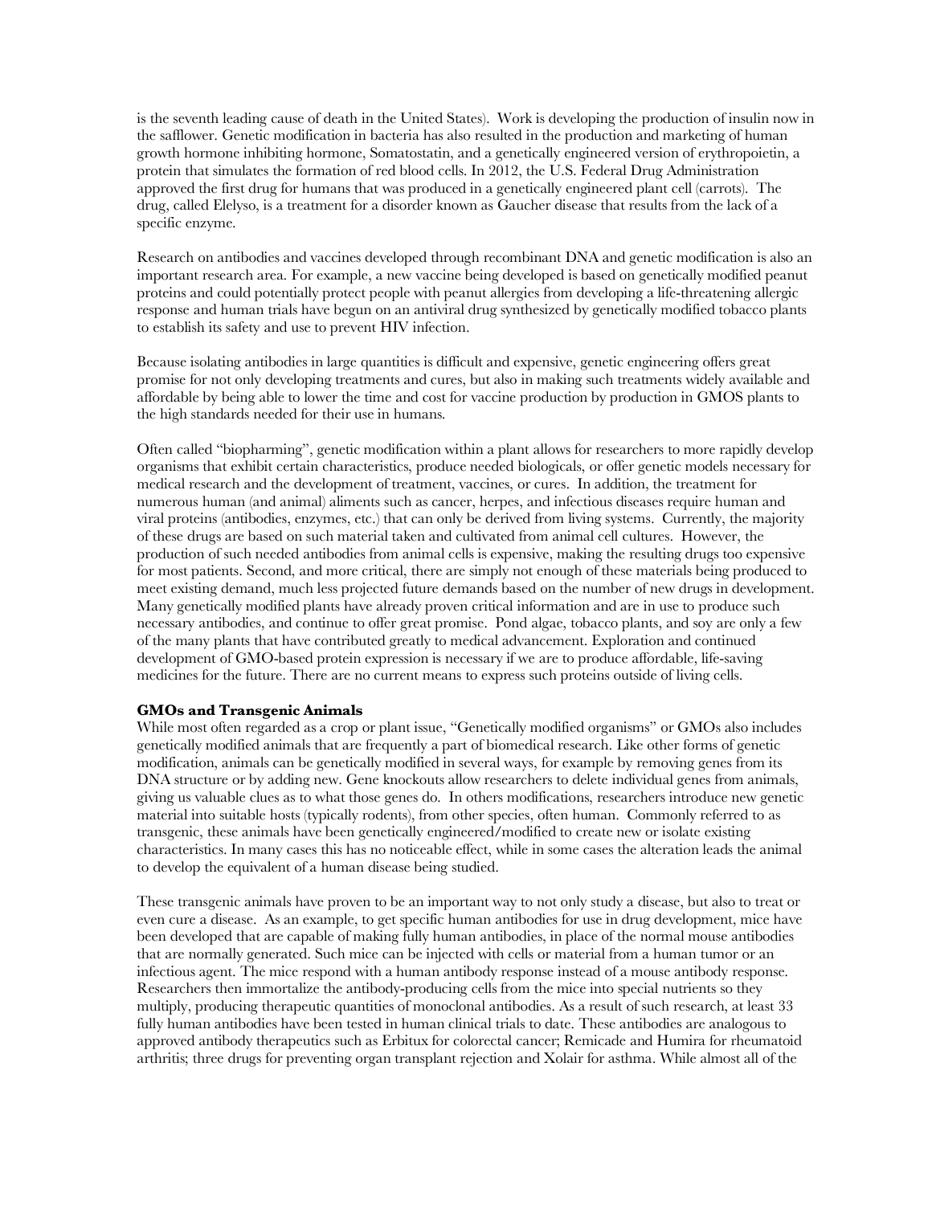is the seventh leading cause of death in the United States). Work is developing the production of insulin now in the safflower. Genetic modification in bacteria has also resulted in the production and marketing of human growth hormone inhibiting hormone, Somatostatin, and a genetically engineered version of erythropoietin, a protein that simulates the formation of red blood cells. In 2012, the U.S. Federal Drug Administration approved the first drug for humans that was produced in a genetically engineered plant cell (carrots). The drug, called Elelyso, is a treatment for a disorder known as Gaucher disease that results from the lack of a specific enzyme.

Research on antibodies and vaccines developed through recombinant DNA and genetic modification is also an important research area. For example, a new vaccine being developed is based on genetically modified peanut proteins and could potentially protect people with peanut allergies from developing a life-threatening allergic response and human trials have begun on an antiviral drug synthesized by genetically modified tobacco plants to establish its safety and use to prevent HIV infection.

Because isolating antibodies in large quantities is difficult and expensive, genetic engineering offers great promise for not only developing treatments and cures, but also in making such treatments widely available and affordable by being able to lower the time and cost for vaccine production by production in GMOS plants to the high standards needed for their use in humans.

Often called "biopharming", genetic modification within a plant allows for researchers to more rapidly develop organisms that exhibit certain characteristics, produce needed biologicals, or offer genetic models necessary for medical research and the development of treatment, vaccines, or cures. In addition, the treatment for numerous human (and animal) aliments such as cancer, herpes, and infectious diseases require human and viral proteins (antibodies, enzymes, etc.) that can only be derived from living systems. Currently, the majority of these drugs are based on such material taken and cultivated from animal cell cultures. However, the production of such needed antibodies from animal cells is expensive, making the resulting drugs too expensive for most patients. Second, and more critical, there are simply not enough of these materials being produced to meet existing demand, much less projected future demands based on the number of new drugs in development. Many genetically modified plants have already proven critical information and are in use to produce such necessary antibodies, and continue to offer great promise. Pond algae, tobacco plants, and soy are only a few of the many plants that have contributed greatly to medical advancement. Exploration and continued development of GMO-based protein expression is necessary if we are to produce affordable, life-saving medicines for the future. There are no current means to express such proteins outside of living cells.

**GMOs and Transgenic Animals**

While most often regarded as a crop or plant issue, "Genetically modified organisms" or GMOs also includes genetically modified animals that are frequently a part of biomedical research. Like other forms of genetic modification, animals can be genetically modified in several ways, for example by removing genes from its DNA structure or by adding new. Gene knockouts allow researchers to delete individual genes from animals, giving us valuable clues as to what those genes do. In others modifications, researchers introduce new genetic material into suitable hosts (typically rodents), from other species, often human. Commonly referred to as transgenic, these animals have been genetically engineered/modified to create new or isolate existing characteristics. In many cases this has no noticeable effect, while in some cases the alteration leads the animal to develop the equivalent of a human disease being studied.

These transgenic animals have proven to be an important way to not only study a disease, but also to treat or even cure a disease. As an example, to get specific human antibodies for use in drug development, mice have been developed that are capable of making fully human antibodies, in place of the normal mouse antibodies that are normally generated. Such mice can be injected with cells or material from a human tumor or an infectious agent. The mice respond with a human antibody response instead of a mouse antibody response. Researchers then immortalize the antibody-producing cells from the mice into special nutrients so they multiply, producing therapeutic quantities of monoclonal antibodies. As a result of such research, at least 33 fully human antibodies have been tested in human clinical trials to date. These antibodies are analogous to approved antibody therapeutics such as Erbitux for colorectal cancer; Remicade and Humira for rheumatoid arthritis; three drugs for preventing organ transplant rejection and Xolair for asthma. While almost all of the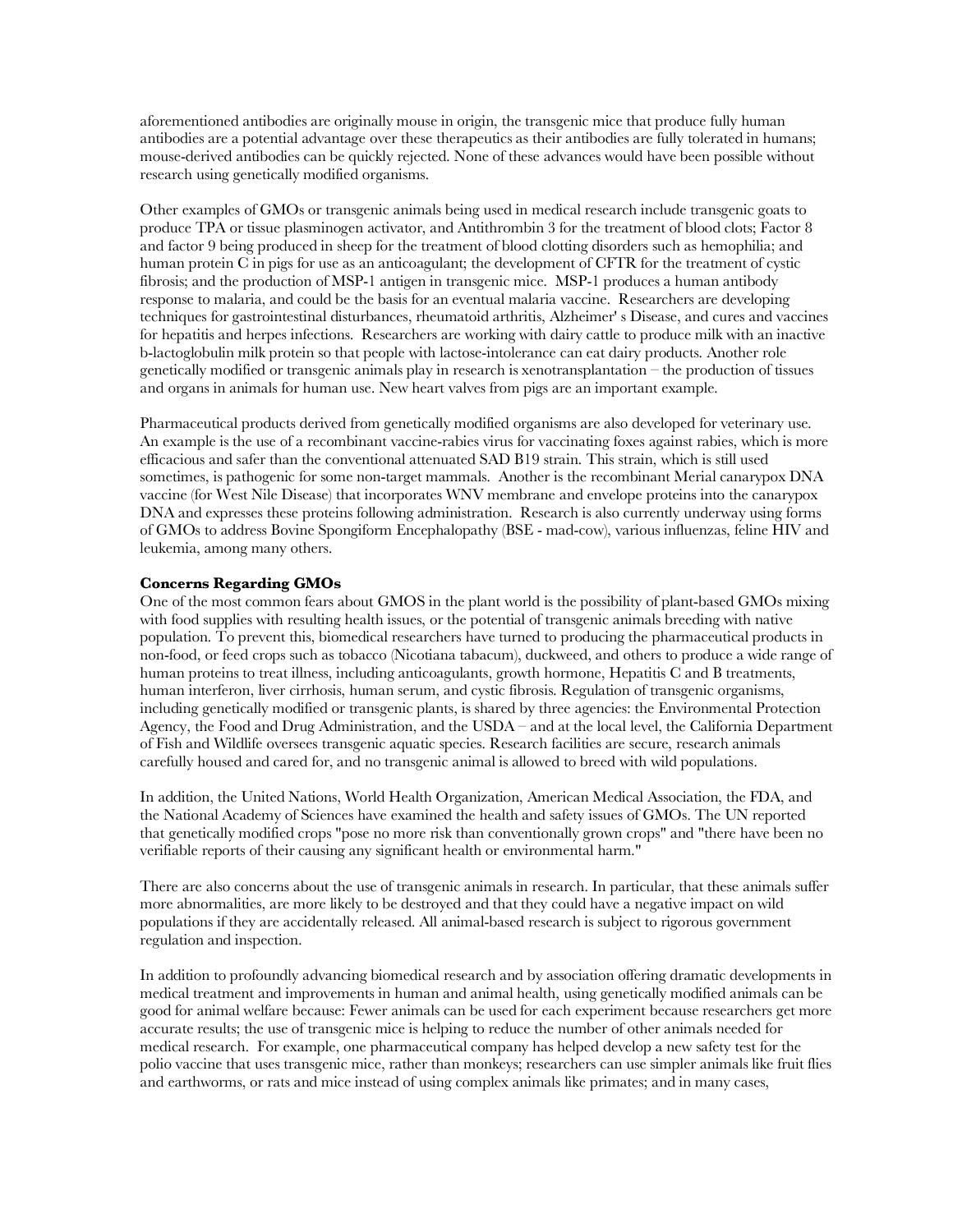aforementioned antibodies are originally mouse in origin, the transgenic mice that produce fully human antibodies are a potential advantage over these therapeutics as their antibodies are fully tolerated in humans; mouse-derived antibodies can be quickly rejected. None of these advances would have been possible without research using genetically modified organisms.

Other examples of GMOs or transgenic animals being used in medical research include transgenic goats to produce TPA or tissue plasminogen activator, and Antithrombin 3 for the treatment of blood clots; Factor 8 and factor 9 being produced in sheep for the treatment of blood clotting disorders such as hemophilia; and human protein C in pigs for use as an anticoagulant; the development of CFTR for the treatment of cystic fibrosis; and the production of MSP-1 antigen in transgenic mice. MSP-1 produces a human antibody response to malaria, and could be the basis for an eventual malaria vaccine. Researchers are developing techniques for gastrointestinal disturbances, rheumatoid arthritis, Alzheimer' s Disease, and cures and vaccines for hepatitis and herpes infections. Researchers are working with dairy cattle to produce milk with an inactive b-lactoglobulin milk protein so that people with lactose-intolerance can eat dairy products. Another role genetically modified or transgenic animals play in research is xenotransplantation – the production of tissues and organs in animals for human use. New heart valves from pigs are an important example.

Pharmaceutical products derived from genetically modified organisms are also developed for veterinary use. An example is the use of a recombinant vaccine-rabies virus for vaccinating foxes against rabies, which is more efficacious and safer than the conventional attenuated SAD B19 strain. This strain, which is still used sometimes, is pathogenic for some non-target mammals. Another is the recombinant Merial canarypox DNA vaccine (for West Nile Disease) that incorporates WNV membrane and envelope proteins into the canarypox DNA and expresses these proteins following administration. Research is also currently underway using forms of GMOs to address Bovine Spongiform Encephalopathy (BSE - mad-cow), various influenzas, feline HIV and leukemia, among many others.

**Concerns Regarding GMOs**

One of the most common fears about GMOS in the plant world is the possibility of plant-based GMOs mixing with food supplies with resulting health issues, or the potential of transgenic animals breeding with native population. To prevent this, biomedical researchers have turned to producing the pharmaceutical products in non-food, or feed crops such as tobacco (Nicotiana tabacum), duckweed, and others to produce a wide range of human proteins to treat illness, including anticoagulants, growth hormone, Hepatitis C and B treatments, human interferon, liver cirrhosis, human serum, and cystic fibrosis. Regulation of transgenic organisms, including genetically modified or transgenic plants, is shared by three agencies: the Environmental Protection Agency, the Food and Drug Administration, and the USDA – and at the local level, the California Department of Fish and Wildlife oversees transgenic aquatic species. Research facilities are secure, research animals carefully housed and cared for, and no transgenic animal is allowed to breed with wild populations.

In addition, the United Nations, World Health Organization, American Medical Association, the FDA, and the National Academy of Sciences have examined the health and safety issues of GMOs. The UN reported that genetically modified crops "pose no more risk than conventionally grown crops" and "there have been no verifiable reports of their causing any significant health or environmental harm."

There are also concerns about the use of transgenic animals in research. In particular, that these animals suffer more abnormalities, are more likely to be destroyed and that they could have a negative impact on wild populations if they are accidentally released. All animal-based research is subject to rigorous government regulation and inspection.

In addition to profoundly advancing biomedical research and by association offering dramatic developments in medical treatment and improvements in human and animal health, using genetically modified animals can be good for animal welfare because: Fewer animals can be used for each experiment because researchers get more accurate results; the use of transgenic mice is helping to reduce the number of other animals needed for medical research. For example, one pharmaceutical company has helped develop a new safety test for the polio vaccine that uses transgenic mice, rather than monkeys; researchers can use simpler animals like fruit flies and earthworms, or rats and mice instead of using complex animals like primates; and in many cases,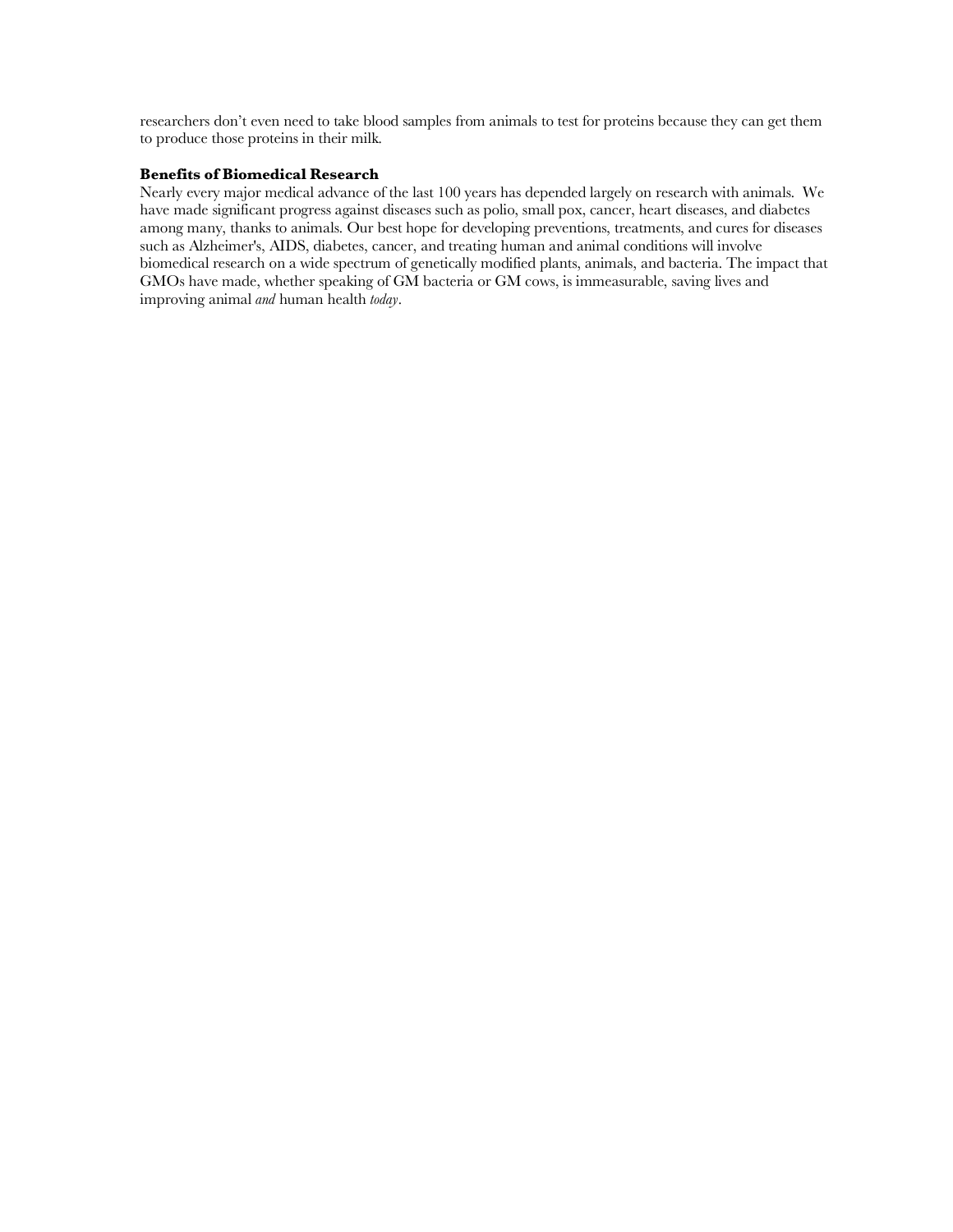researchers don't even need to take blood samples from animals to test for proteins because they can get them to produce those proteins in their milk.

**Benefits of Biomedical Research**

Nearly every major medical advance of the last 100 years has depended largely on research with animals. We have made significant progress against diseases such as polio, small pox, cancer, heart diseases, and diabetes among many, thanks to animals. Our best hope for developing preventions, treatments, and cures for diseases such as Alzheimer's, AIDS, diabetes, cancer, and treating human and animal conditions will involve biomedical research on a wide spectrum of genetically modified plants, animals, and bacteria. The impact that GMOs have made, whether speaking of GM bacteria or GM cows, is immeasurable, saving lives and improving animal *and* human health *today*.